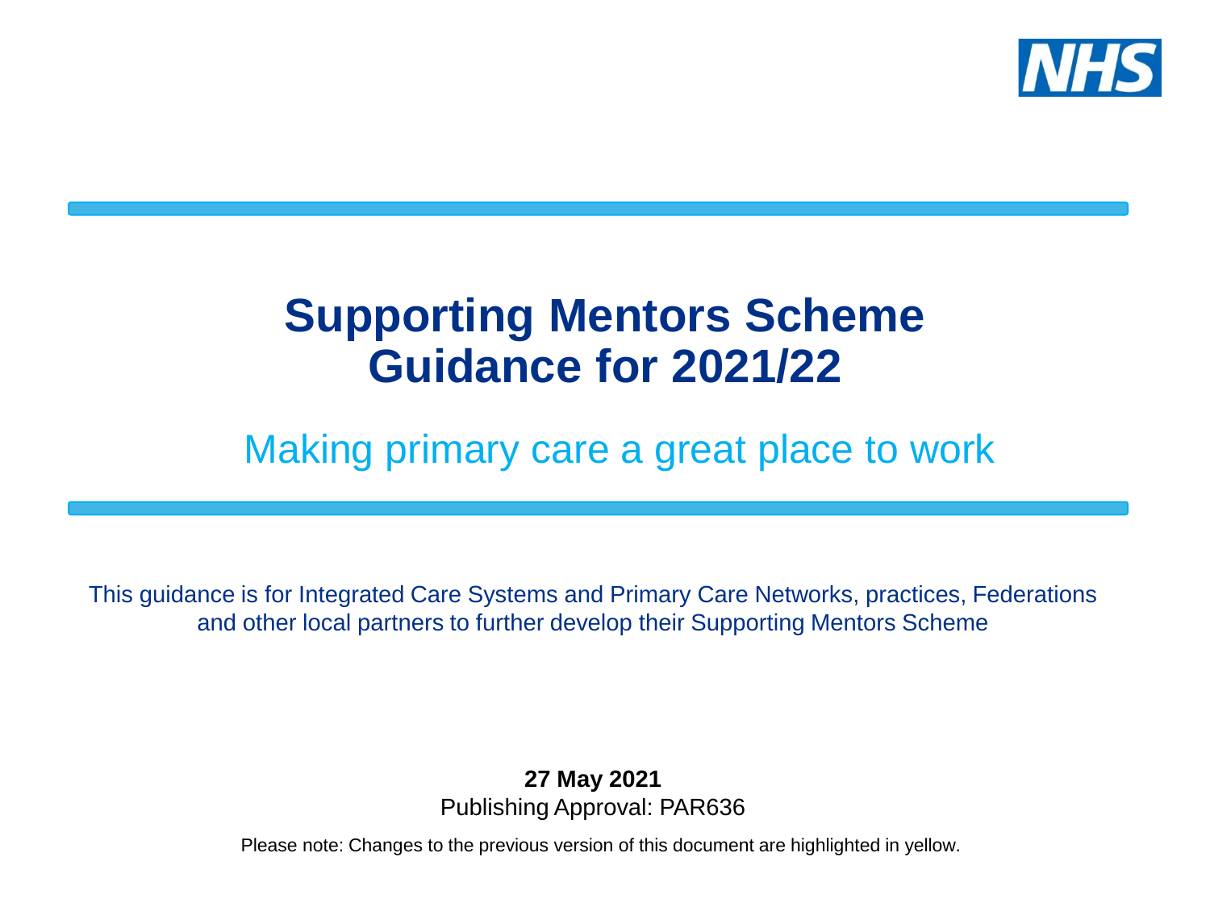# Supporting Mentors Scheme Guidance for 2021/22

## Making primary care a great place to work

This guidance is for Integrated Care Systems and Primary Care Networks, practices, Federations and other local partners to further develop their Supporting Mentors Scheme

**27 May 2021**

Publishing Approval: PAR636

Please note: Changes to the previous version of this document are highlighted in yellow.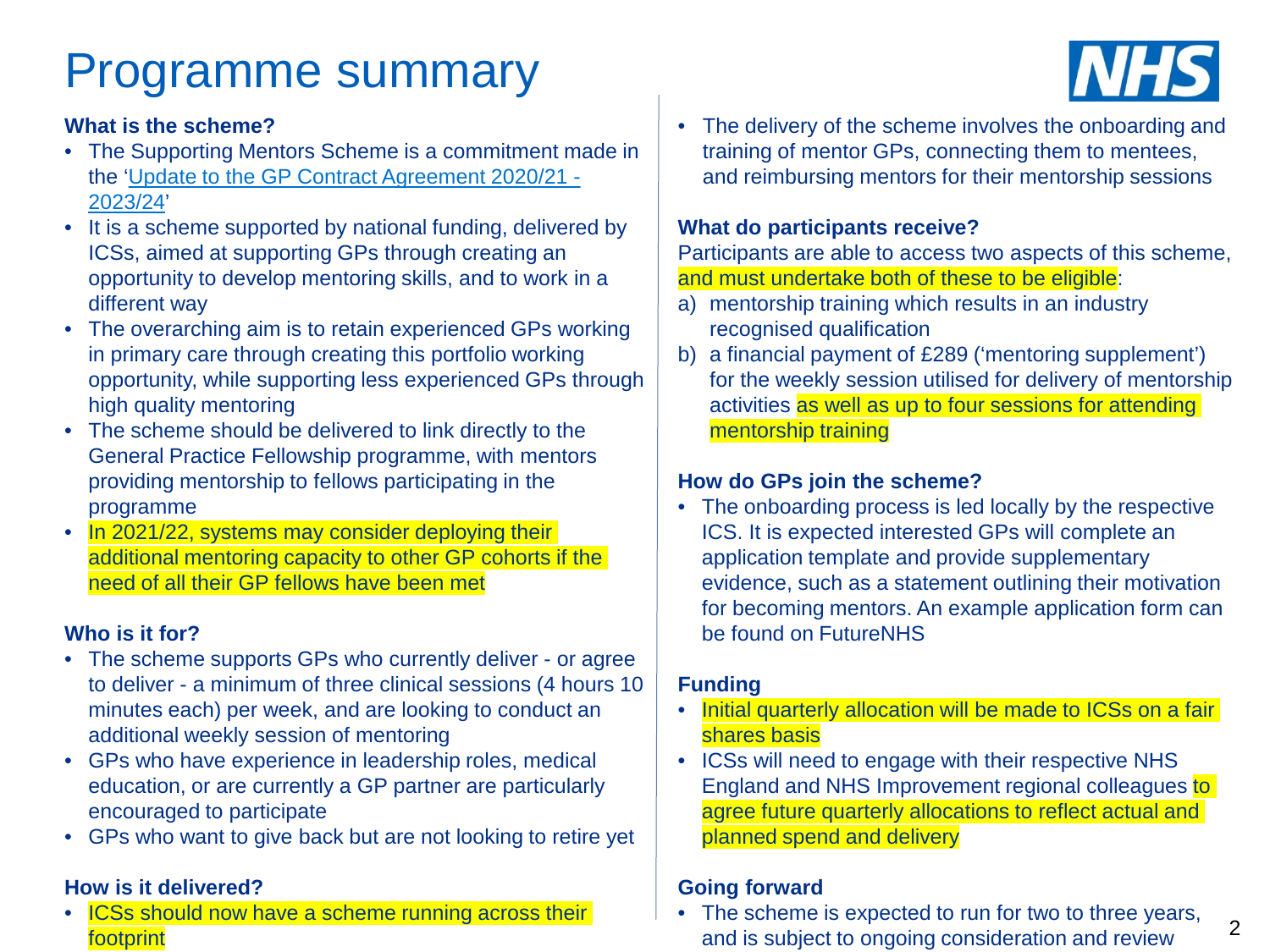# Programme summary

**What is the scheme?**

- The Supporting Mentors Scheme is a commitment made in the '[Update to the GP Contract Agreement 2020/21 - 2023/24]'
- It is a scheme supported by national funding, delivered by ICSs, aimed at supporting GPs through creating an opportunity to develop mentoring skills, and to work in a different way
- The overarching aim is to retain experienced GPs working in primary care through creating this portfolio working opportunity, while supporting less experienced GPs through high quality mentoring
- The scheme should be delivered to link directly to the General Practice Fellowship programme, with mentors providing mentorship to fellows participating in the programme
- In 2021/22, systems may consider deploying their additional mentoring capacity to other GP cohorts if the need of all their GP fellows have been met

**Who is it for?**

- The scheme supports GPs who currently deliver - or agree to deliver - a minimum of three clinical sessions (4 hours 10 minutes each) per week, and are looking to conduct an additional weekly session of mentoring
- GPs who have experience in leadership roles, medical education, or are currently a GP partner are particularly encouraged to participate
- GPs who want to give back but are not looking to retire yet

**How is it delivered?**

- ICSs should now have a scheme running across their footprint
- The delivery of the scheme involves the onboarding and training of mentor GPs, connecting them to mentees, and reimbursing mentors for their mentorship sessions

**What do participants receive?**

Participants are able to access two aspects of this scheme, and must undertake both of these to be eligible:

a) mentorship training which results in an industry recognised qualification
b) a financial payment of £289 ('mentoring supplement') for the weekly session utilised for delivery of mentorship activities as well as up to four sessions for attending mentorship training

**How do GPs join the scheme?**

- The onboarding process is led locally by the respective ICS. It is expected interested GPs will complete an application template and provide supplementary evidence, such as a statement outlining their motivation for becoming mentors. An example application form can be found on FutureNHS

**Funding**

- Initial quarterly allocation will be made to ICSs on a fair shares basis
- ICSs will need to engage with their respective NHS England and NHS Improvement regional colleagues to agree future quarterly allocations to reflect actual and planned spend and delivery

**Going forward**

- The scheme is expected to run for two to three years, and is subject to ongoing consideration and review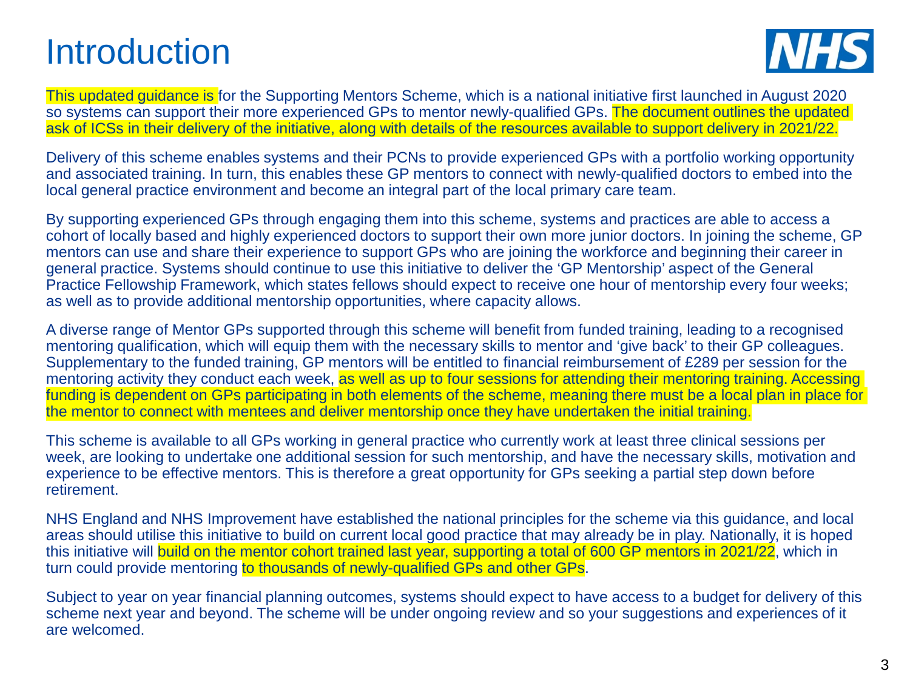# Introduction

This updated guidance is for the Supporting Mentors Scheme, which is a national initiative first launched in August 2020 so systems can support their more experienced GPs to mentor newly-qualified GPs. The document outlines the updated ask of ICSs in their delivery of the initiative, along with details of the resources available to support delivery in 2021/22.

Delivery of this scheme enables systems and their PCNs to provide experienced GPs with a portfolio working opportunity and associated training. In turn, this enables these GP mentors to connect with newly-qualified doctors to embed into the local general practice environment and become an integral part of the local primary care team.

By supporting experienced GPs through engaging them into this scheme, systems and practices are able to access a cohort of locally based and highly experienced doctors to support their own more junior doctors. In joining the scheme, GP mentors can use and share their experience to support GPs who are joining the workforce and beginning their career in general practice. Systems should continue to use this initiative to deliver the 'GP Mentorship' aspect of the General Practice Fellowship Framework, which states fellows should expect to receive one hour of mentorship every four weeks; as well as to provide additional mentorship opportunities, where capacity allows.

A diverse range of Mentor GPs supported through this scheme will benefit from funded training, leading to a recognised mentoring qualification, which will equip them with the necessary skills to mentor and 'give back' to their GP colleagues. Supplementary to the funded training, GP mentors will be entitled to financial reimbursement of £289 per session for the mentoring activity they conduct each week, as well as up to four sessions for attending their mentoring training. Accessing funding is dependent on GPs participating in both elements of the scheme, meaning there must be a local plan in place for the mentor to connect with mentees and deliver mentorship once they have undertaken the initial training.

This scheme is available to all GPs working in general practice who currently work at least three clinical sessions per week, are looking to undertake one additional session for such mentorship, and have the necessary skills, motivation and experience to be effective mentors. This is therefore a great opportunity for GPs seeking a partial step down before retirement.

NHS England and NHS Improvement have established the national principles for the scheme via this guidance, and local areas should utilise this initiative to build on current local good practice that may already be in play. Nationally, it is hoped this initiative will build on the mentor cohort trained last year, supporting a total of 600 GP mentors in 2021/22, which in turn could provide mentoring to thousands of newly-qualified GPs and other GPs.

Subject to year on year financial planning outcomes, systems should expect to have access to a budget for delivery of this scheme next year and beyond. The scheme will be under ongoing review and so your suggestions and experiences of it are welcomed.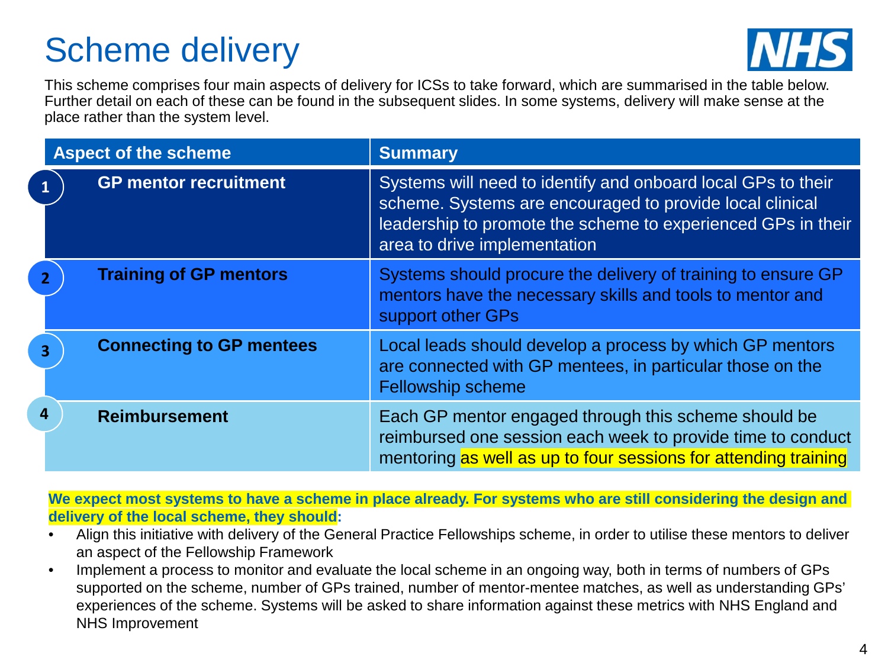# Scheme delivery

This scheme comprises four main aspects of delivery for ICSs to take forward, which are summarised in the table below. Further detail on each of these can be found in the subsequent slides. In some systems, delivery will make sense at the place rather than the system level.

| Aspect of the scheme | Summary |
|---|---|
| 1 **GP mentor recruitment** | Systems will need to identify and onboard local GPs to their scheme. Systems are encouraged to provide local clinical leadership to promote the scheme to experienced GPs in their area to drive implementation |
| 2 **Training of GP mentors** | Systems should procure the delivery of training to ensure GP mentors have the necessary skills and tools to mentor and support other GPs |
| 3 **Connecting to GP mentees** | Local leads should develop a process by which GP mentors are connected with GP mentees, in particular those on the Fellowship scheme |
| 4 **Reimbursement** | Each GP mentor engaged through this scheme should be reimbursed one session each week to provide time to conduct mentoring as well as up to four sessions for attending training |

**We expect most systems to have a scheme in place already. For systems who are still considering the design and delivery of the local scheme, they should:**

- Align this initiative with delivery of the General Practice Fellowships scheme, in order to utilise these mentors to deliver an aspect of the Fellowship Framework
- Implement a process to monitor and evaluate the local scheme in an ongoing way, both in terms of numbers of GPs supported on the scheme, number of GPs trained, number of mentor-mentee matches, as well as understanding GPs' experiences of the scheme. Systems will be asked to share information against these metrics with NHS England and NHS Improvement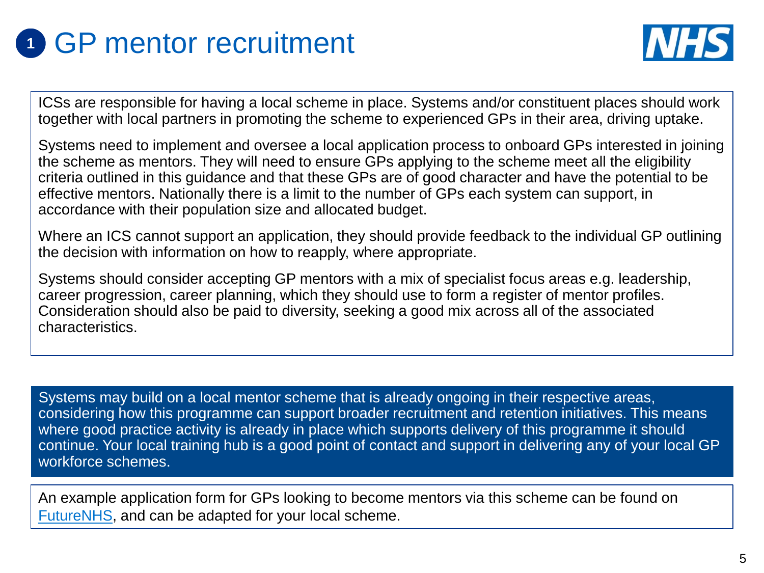# 1 GP mentor recruitment

ICSs are responsible for having a local scheme in place. Systems and/or constituent places should work together with local partners in promoting the scheme to experienced GPs in their area, driving uptake.

Systems need to implement and oversee a local application process to onboard GPs interested in joining the scheme as mentors. They will need to ensure GPs applying to the scheme meet all the eligibility criteria outlined in this guidance and that these GPs are of good character and have the potential to be effective mentors. Nationally there is a limit to the number of GPs each system can support, in accordance with their population size and allocated budget.

Where an ICS cannot support an application, they should provide feedback to the individual GP outlining the decision with information on how to reapply, where appropriate.

Systems should consider accepting GP mentors with a mix of specialist focus areas e.g. leadership, career progression, career planning, which they should use to form a register of mentor profiles. Consideration should also be paid to diversity, seeking a good mix across all of the associated characteristics.

Systems may build on a local mentor scheme that is already ongoing in their respective areas, considering how this programme can support broader recruitment and retention initiatives. This means where good practice activity is already in place which supports delivery of this programme it should continue. Your local training hub is a good point of contact and support in delivering any of your local GP workforce schemes.

An example application form for GPs looking to become mentors via this scheme can be found on FutureNHS, and can be adapted for your local scheme.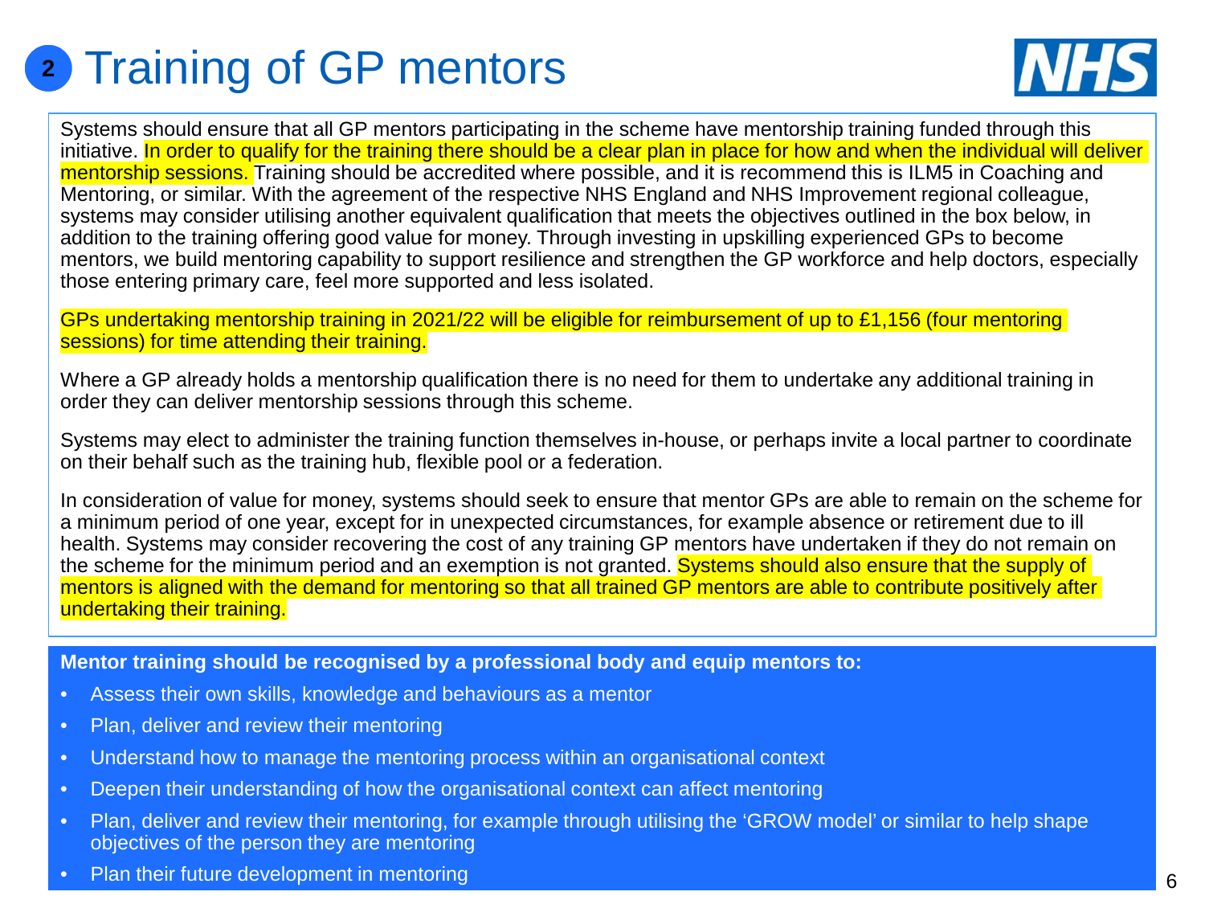# 2 Training of GP mentors

Systems should ensure that all GP mentors participating in the scheme have mentorship training funded through this initiative. In order to qualify for the training there should be a clear plan in place for how and when the individual will deliver mentorship sessions. Training should be accredited where possible, and it is recommend this is ILM5 in Coaching and Mentoring, or similar. With the agreement of the respective NHS England and NHS Improvement regional colleague, systems may consider utilising another equivalent qualification that meets the objectives outlined in the box below, in addition to the training offering good value for money. Through investing in upskilling experienced GPs to become mentors, we build mentoring capability to support resilience and strengthen the GP workforce and help doctors, especially those entering primary care, feel more supported and less isolated.

GPs undertaking mentorship training in 2021/22 will be eligible for reimbursement of up to £1,156 (four mentoring sessions) for time attending their training.

Where a GP already holds a mentorship qualification there is no need for them to undertake any additional training in order they can deliver mentorship sessions through this scheme.

Systems may elect to administer the training function themselves in-house, or perhaps invite a local partner to coordinate on their behalf such as the training hub, flexible pool or a federation.

In consideration of value for money, systems should seek to ensure that mentor GPs are able to remain on the scheme for a minimum period of one year, except for in unexpected circumstances, for example absence or retirement due to ill health. Systems may consider recovering the cost of any training GP mentors have undertaken if they do not remain on the scheme for the minimum period and an exemption is not granted. Systems should also ensure that the supply of mentors is aligned with the demand for mentoring so that all trained GP mentors are able to contribute positively after undertaking their training.

**Mentor training should be recognised by a professional body and equip mentors to:**

- Assess their own skills, knowledge and behaviours as a mentor
- Plan, deliver and review their mentoring
- Understand how to manage the mentoring process within an organisational context
- Deepen their understanding of how the organisational context can affect mentoring
- Plan, deliver and review their mentoring, for example through utilising the 'GROW model' or similar to help shape objectives of the person they are mentoring
- Plan their future development in mentoring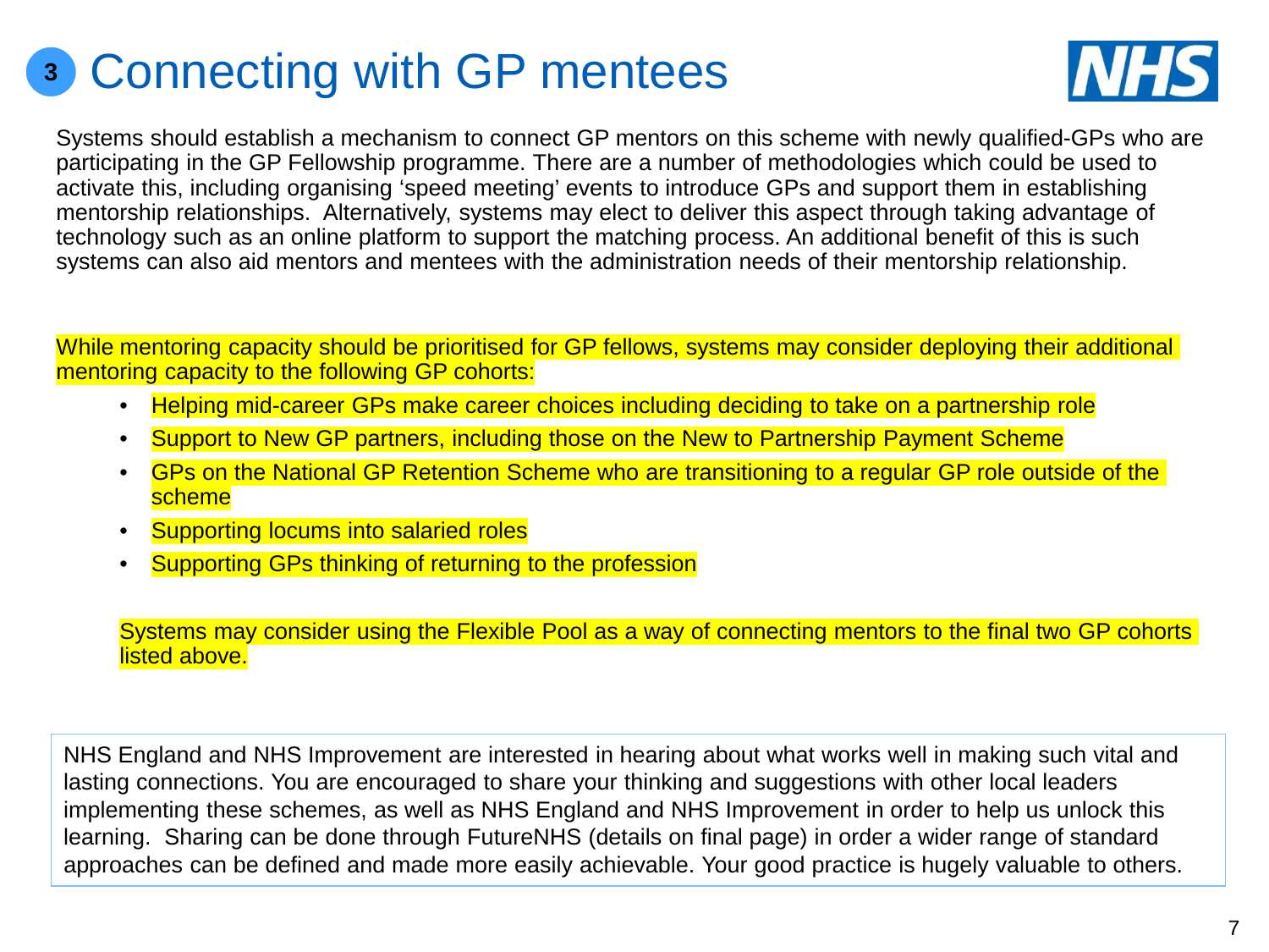# 3 Connecting with GP mentees

Systems should establish a mechanism to connect GP mentors on this scheme with newly qualified-GPs who are participating in the GP Fellowship programme. There are a number of methodologies which could be used to activate this, including organising 'speed meeting' events to introduce GPs and support them in establishing mentorship relationships. Alternatively, systems may elect to deliver this aspect through taking advantage of technology such as an online platform to support the matching process. An additional benefit of this is such systems can also aid mentors and mentees with the administration needs of their mentorship relationship.

While mentoring capacity should be prioritised for GP fellows, systems may consider deploying their additional mentoring capacity to the following GP cohorts:

- Helping mid-career GPs make career choices including deciding to take on a partnership role
- Support to New GP partners, including those on the New to Partnership Payment Scheme
- GPs on the National GP Retention Scheme who are transitioning to a regular GP role outside of the scheme
- Supporting locums into salaried roles
- Supporting GPs thinking of returning to the profession

Systems may consider using the Flexible Pool as a way of connecting mentors to the final two GP cohorts listed above.

NHS England and NHS Improvement are interested in hearing about what works well in making such vital and lasting connections. You are encouraged to share your thinking and suggestions with other local leaders implementing these schemes, as well as NHS England and NHS Improvement in order to help us unlock this learning. Sharing can be done through FutureNHS (details on final page) in order a wider range of standard approaches can be defined and made more easily achievable. Your good practice is hugely valuable to others.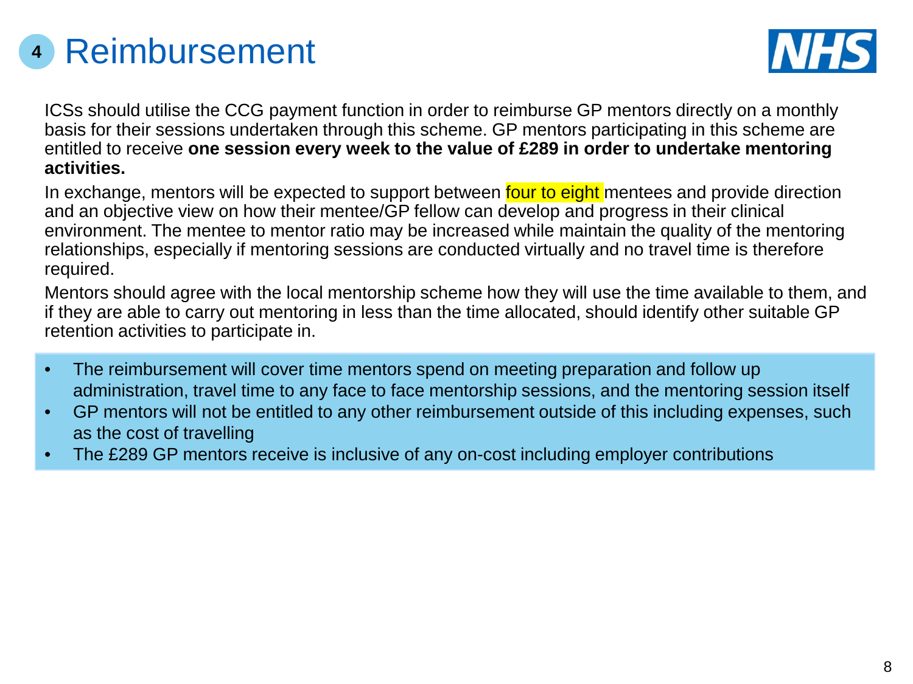# 4 Reimbursement

ICSs should utilise the CCG payment function in order to reimburse GP mentors directly on a monthly basis for their sessions undertaken through this scheme. GP mentors participating in this scheme are entitled to receive **one session every week to the value of £289 in order to undertake mentoring activities.**

In exchange, mentors will be expected to support between four to eight mentees and provide direction and an objective view on how their mentee/GP fellow can develop and progress in their clinical environment. The mentee to mentor ratio may be increased while maintain the quality of the mentoring relationships, especially if mentoring sessions are conducted virtually and no travel time is therefore required.

Mentors should agree with the local mentorship scheme how they will use the time available to them, and if they are able to carry out mentoring in less than the time allocated, should identify other suitable GP retention activities to participate in.

- The reimbursement will cover time mentors spend on meeting preparation and follow up administration, travel time to any face to face mentorship sessions, and the mentoring session itself
- GP mentors will not be entitled to any other reimbursement outside of this including expenses, such as the cost of travelling
- The £289 GP mentors receive is inclusive of any on-cost including employer contributions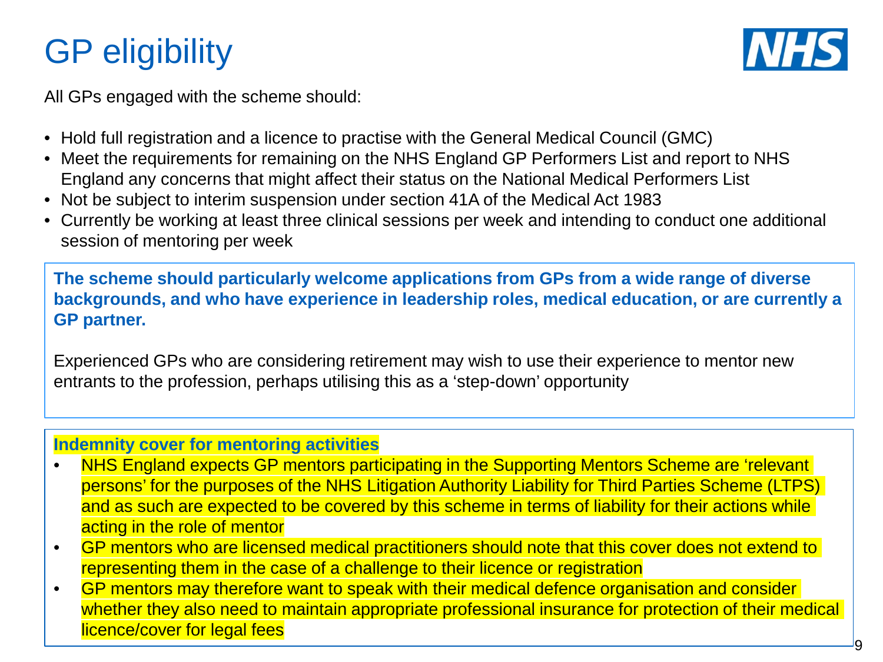# GP eligibility

All GPs engaged with the scheme should:

- Hold full registration and a licence to practise with the General Medical Council (GMC)
- Meet the requirements for remaining on the NHS England GP Performers List and report to NHS England any concerns that might affect their status on the National Medical Performers List
- Not be subject to interim suspension under section 41A of the Medical Act 1983
- Currently be working at least three clinical sessions per week and intending to conduct one additional session of mentoring per week

**The scheme should particularly welcome applications from GPs from a wide range of diverse backgrounds, and who have experience in leadership roles, medical education, or are currently a GP partner.**

Experienced GPs who are considering retirement may wish to use their experience to mentor new entrants to the profession, perhaps utilising this as a 'step-down' opportunity

**Indemnity cover for mentoring activities**

- NHS England expects GP mentors participating in the Supporting Mentors Scheme are 'relevant persons' for the purposes of the NHS Litigation Authority Liability for Third Parties Scheme (LTPS) and as such are expected to be covered by this scheme in terms of liability for their actions while acting in the role of mentor
- GP mentors who are licensed medical practitioners should note that this cover does not extend to representing them in the case of a challenge to their licence or registration
- GP mentors may therefore want to speak with their medical defence organisation and consider whether they also need to maintain appropriate professional insurance for protection of their medical licence/cover for legal fees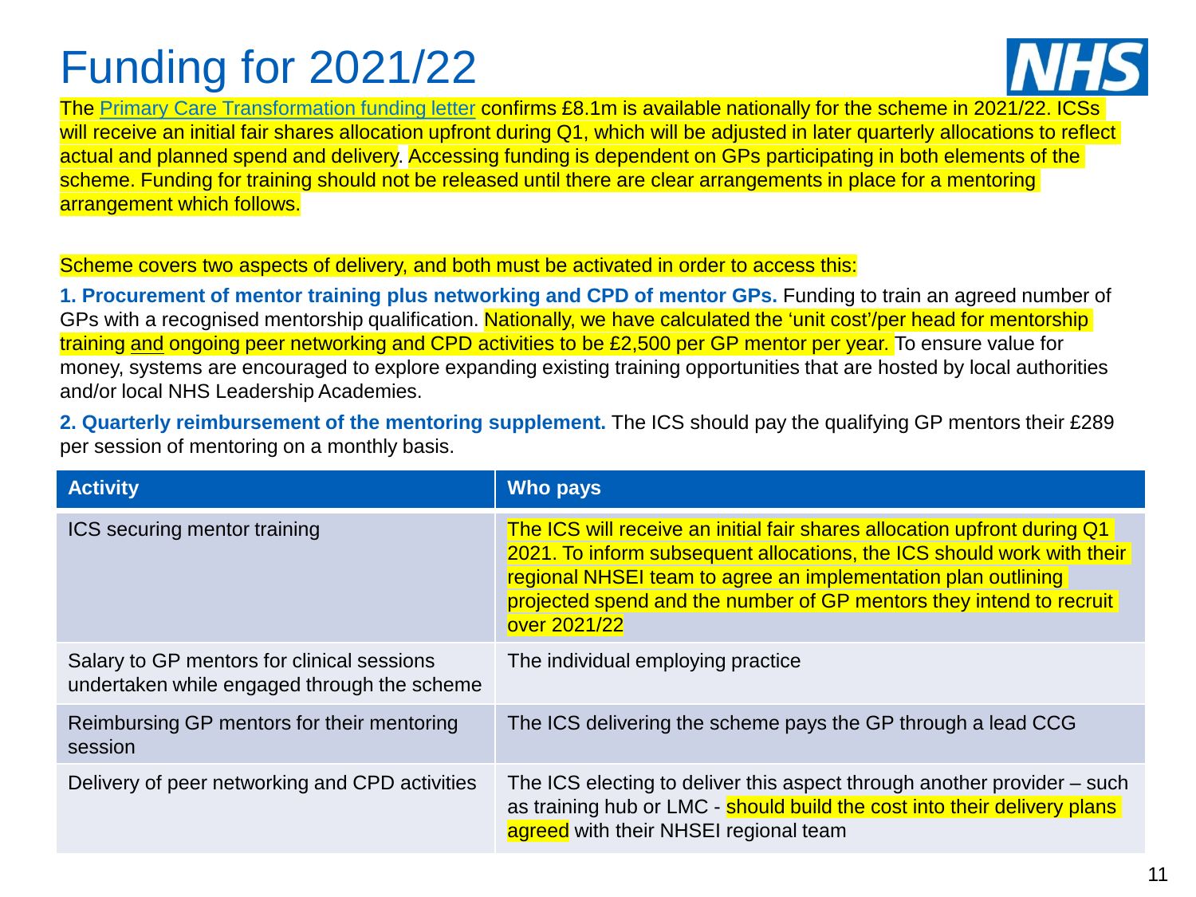# Funding for 2021/22

The Primary Care Transformation funding letter confirms £8.1m is available nationally for the scheme in 2021/22. ICSs will receive an initial fair shares allocation upfront during Q1, which will be adjusted in later quarterly allocations to reflect actual and planned spend and delivery. Accessing funding is dependent on GPs participating in both elements of the scheme. Funding for training should not be released until there are clear arrangements in place for a mentoring arrangement which follows.

Scheme covers two aspects of delivery, and both must be activated in order to access this:

**1. Procurement of mentor training plus networking and CPD of mentor GPs.** Funding to train an agreed number of GPs with a recognised mentorship qualification. Nationally, we have calculated the 'unit cost'/per head for mentorship training <u>and</u> ongoing peer networking and CPD activities to be £2,500 per GP mentor per year. To ensure value for money, systems are encouraged to explore expanding existing training opportunities that are hosted by local authorities and/or local NHS Leadership Academies.

**2. Quarterly reimbursement of the mentoring supplement.** The ICS should pay the qualifying GP mentors their £289 per session of mentoring on a monthly basis.

| Activity | Who pays |
| --- | --- |
| ICS securing mentor training | The ICS will receive an initial fair shares allocation upfront during Q1 2021. To inform subsequent allocations, the ICS should work with their regional NHSEI team to agree an implementation plan outlining projected spend and the number of GP mentors they intend to recruit over 2021/22 |
| Salary to GP mentors for clinical sessions undertaken while engaged through the scheme | The individual employing practice |
| Reimbursing GP mentors for their mentoring session | The ICS delivering the scheme pays the GP through a lead CCG |
| Delivery of peer networking and CPD activities | The ICS electing to deliver this aspect through another provider – such as training hub or LMC - should build the cost into their delivery plans agreed with their NHSEI regional team |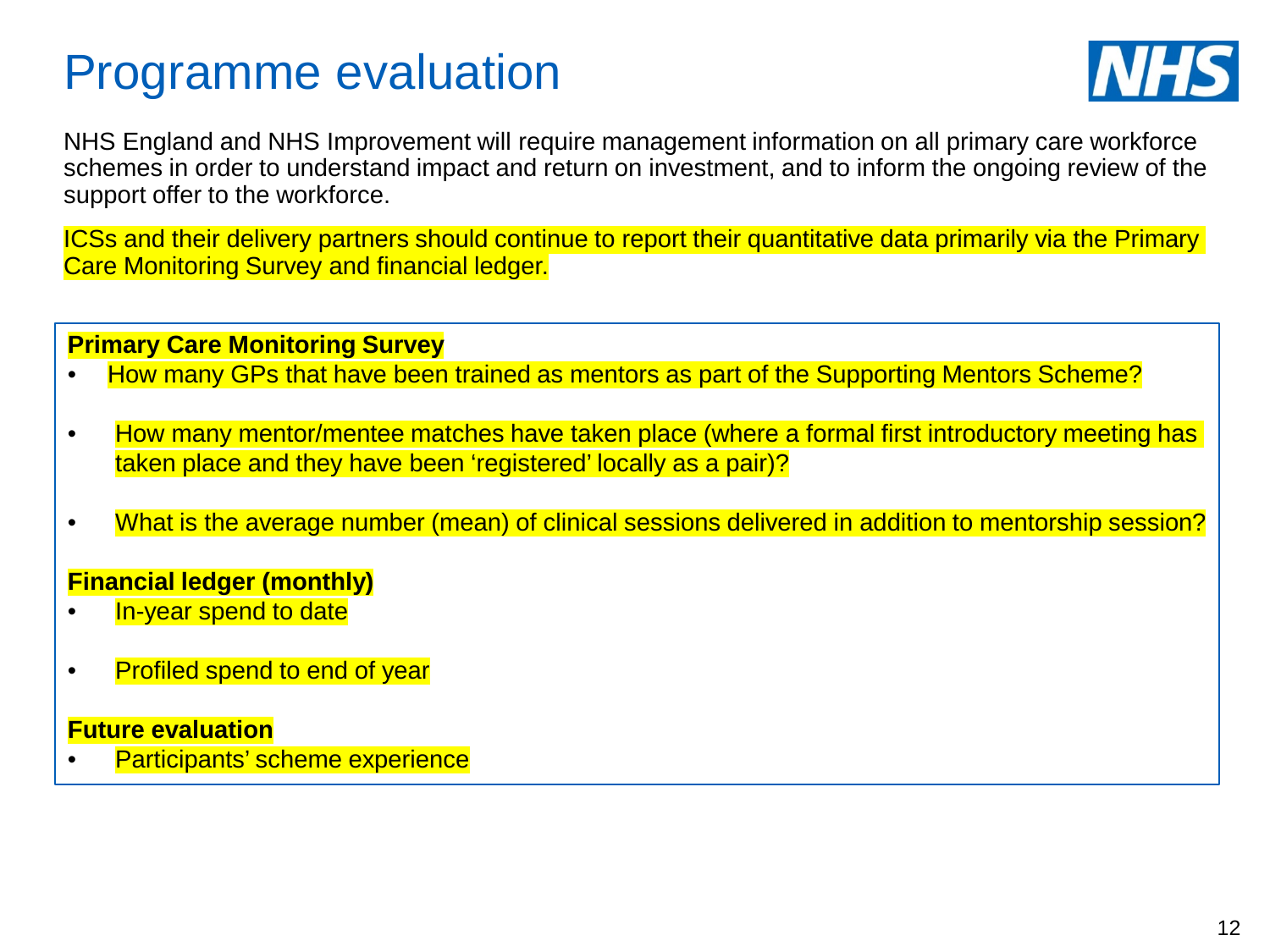# Programme evaluation

NHS England and NHS Improvement will require management information on all primary care workforce schemes in order to understand impact and return on investment, and to inform the ongoing review of the support offer to the workforce.

ICSs and their delivery partners should continue to report their quantitative data primarily via the Primary Care Monitoring Survey and financial ledger.

**Primary Care Monitoring Survey**

- How many GPs that have been trained as mentors as part of the Supporting Mentors Scheme?
- How many mentor/mentee matches have taken place (where a formal first introductory meeting has taken place and they have been 'registered' locally as a pair)?
- What is the average number (mean) of clinical sessions delivered in addition to mentorship session?

**Financial ledger (monthly)**

- In-year spend to date
- Profiled spend to end of year

**Future evaluation**

- Participants' scheme experience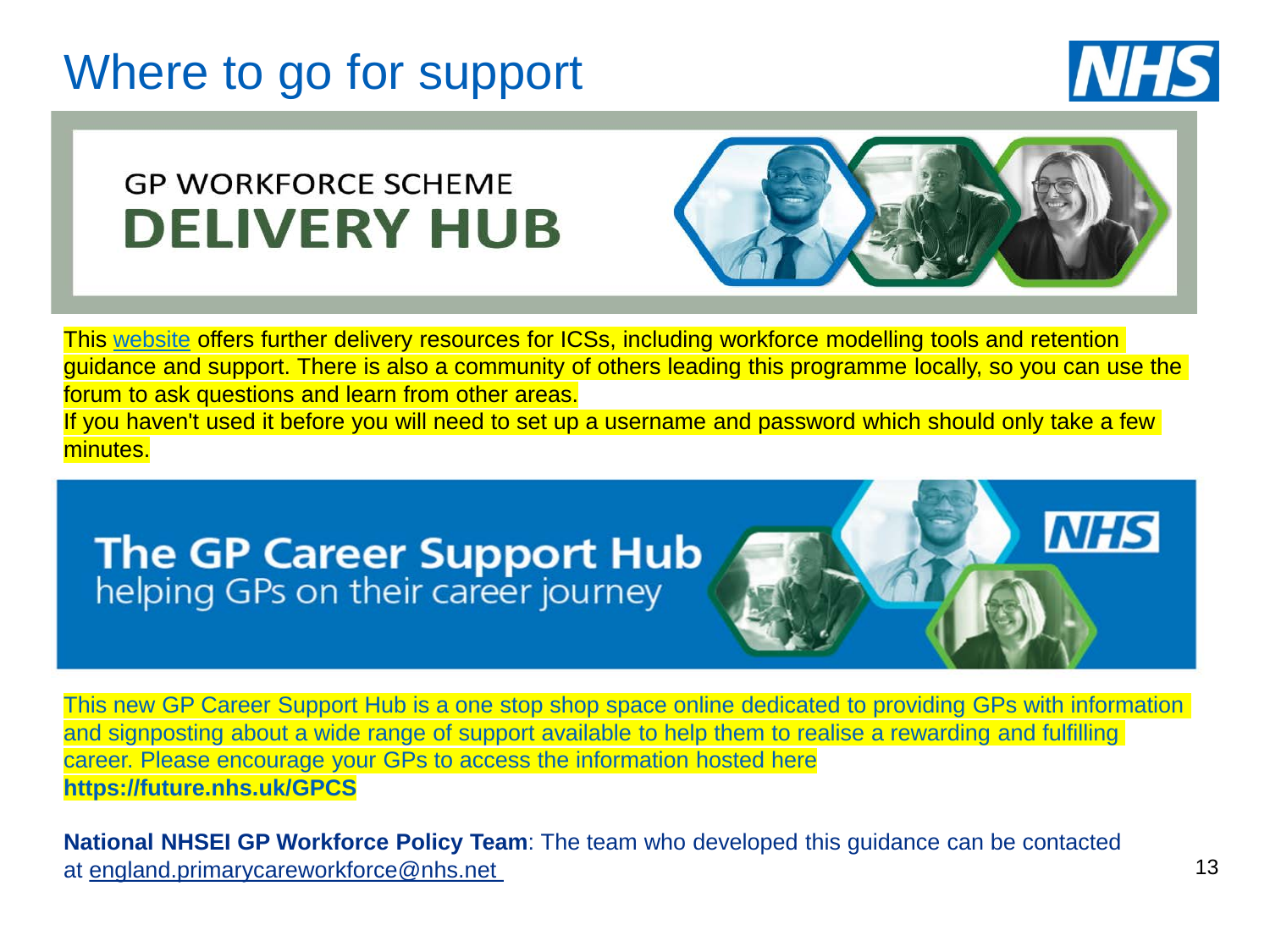# Where to go for support

GP WORKFORCE SCHEME
**DELIVERY HUB**

This website offers further delivery resources for ICSs, including workforce modelling tools and retention guidance and support. There is also a community of others leading this programme locally, so you can use the forum to ask questions and learn from other areas.
If you haven't used it before you will need to set up a username and password which should only take a few minutes.

**The GP Career Support Hub**
helping GPs on their career journey

This new GP Career Support Hub is a one stop shop space online dedicated to providing GPs with information and signposting about a wide range of support available to help them to realise a rewarding and fulfilling career. Please encourage your GPs to access the information hosted here
**https://future.nhs.uk/GPCS**

**National NHSEI GP Workforce Policy Team**: The team who developed this guidance can be contacted at england.primarycareworkforce@nhs.net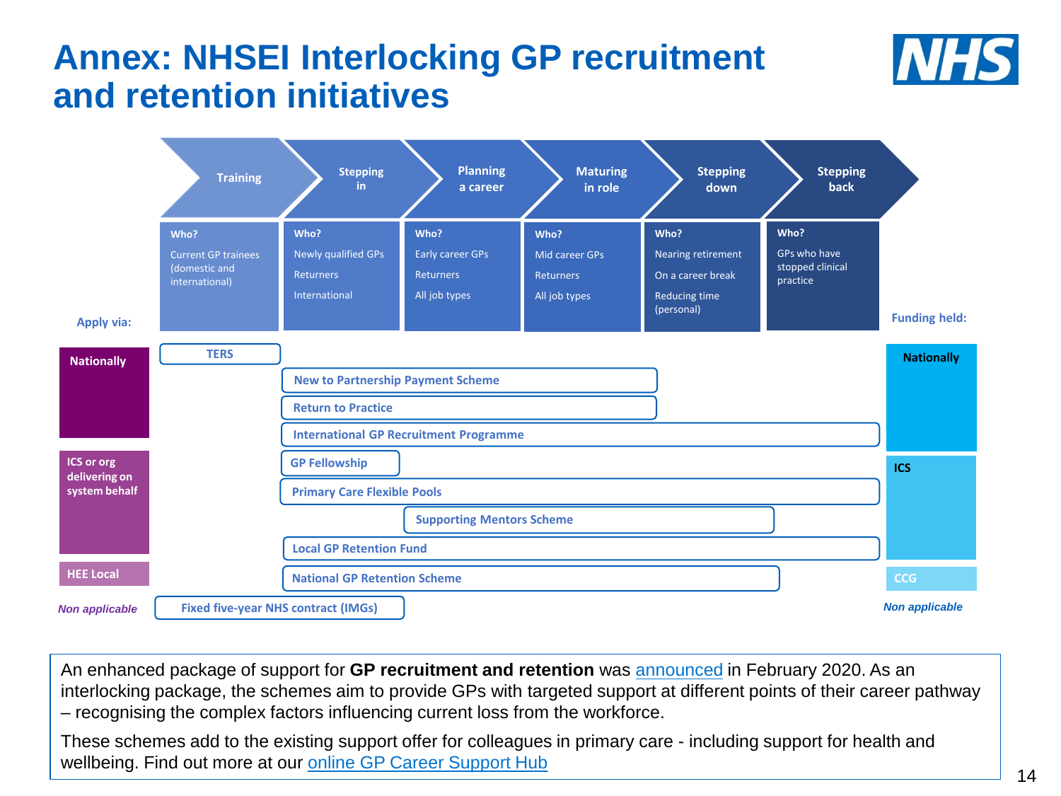# Annex: NHSEI Interlocking GP recruitment and retention initiatives

| Training | Stepping in | Planning a career | Maturing in role | Stepping down | Stepping back |
|---|---|---|---|---|---|
| **Who?** Current GP trainees (domestic and international) | **Who?** Newly qualified GPs; Returners; International | **Who?** Early career GPs; Returners; All job types | **Who?** Mid career GPs; Returners; All job types | **Who?** Nearing retirement; On a career break; Reducing time (personal) | **Who?** GPs who have stopped clinical practice |

Apply via:

**Nationally**
- TERS
- New to Partnership Payment Scheme
- Return to Practice
- International GP Recruitment Programme

**ICS or org delivering on system behalf**
- GP Fellowship
- Primary Care Flexible Pools
- Supporting Mentors Scheme
- Local GP Retention Fund

**HEE Local**
- National GP Retention Scheme

*Non applicable*
- Fixed five-year NHS contract (IMGs)

Funding held: Nationally; ICS; CCG; *Non applicable*

An enhanced package of support for **GP recruitment and retention** was announced in February 2020. As an interlocking package, the schemes aim to provide GPs with targeted support at different points of their career pathway – recognising the complex factors influencing current loss from the workforce.

These schemes add to the existing support offer for colleagues in primary care - including support for health and wellbeing. Find out more at our online GP Career Support Hub